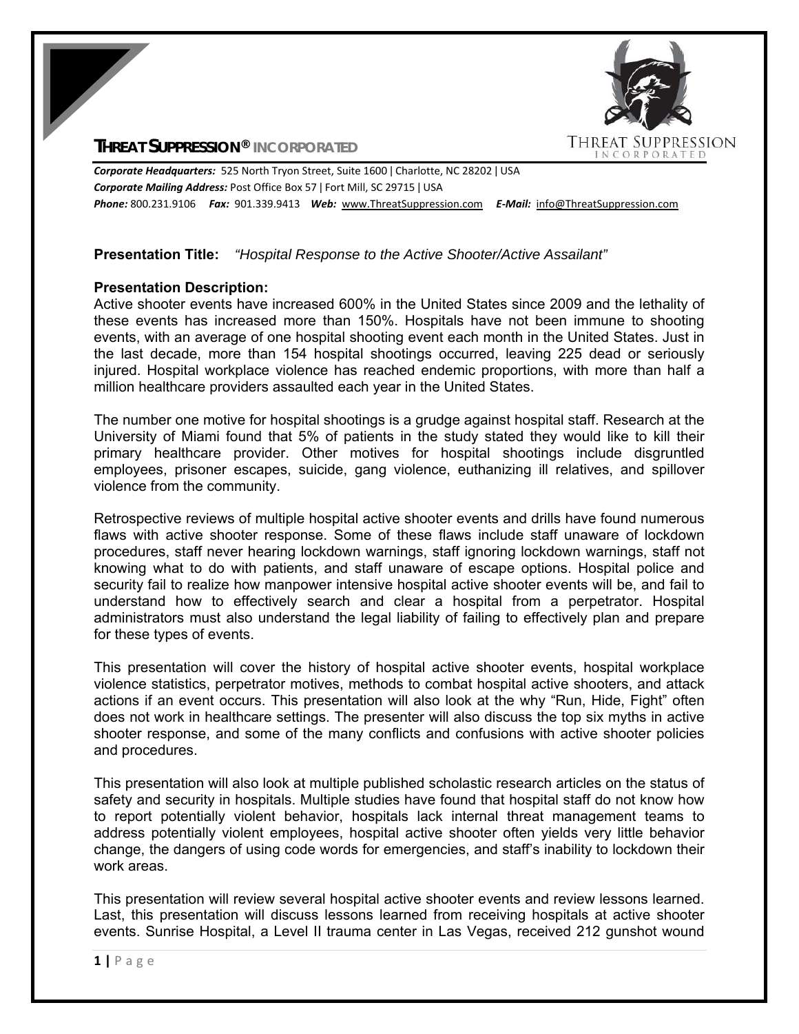**THREAT SUPPRESSION® INCORPORATED**

***Corporate Headquarters:*** 525 North Tryon Street, Suite 1600 | Charlotte, NC 28202 | USA
***Corporate Mailing Address:*** Post Office Box 57 | Fort Mill, SC 29715 | USA
***Phone:*** 800.231.9106 ***Fax:*** 901.339.9413 ***Web:*** www.ThreatSuppression.com ***E-Mail:*** info@ThreatSuppression.com

**Presentation Title:** *"Hospital Response to the Active Shooter/Active Assailant"*

**Presentation Description:**

Active shooter events have increased 600% in the United States since 2009 and the lethality of these events has increased more than 150%. Hospitals have not been immune to shooting events, with an average of one hospital shooting event each month in the United States. Just in the last decade, more than 154 hospital shootings occurred, leaving 225 dead or seriously injured. Hospital workplace violence has reached endemic proportions, with more than half a million healthcare providers assaulted each year in the United States.

The number one motive for hospital shootings is a grudge against hospital staff. Research at the University of Miami found that 5% of patients in the study stated they would like to kill their primary healthcare provider. Other motives for hospital shootings include disgruntled employees, prisoner escapes, suicide, gang violence, euthanizing ill relatives, and spillover violence from the community.

Retrospective reviews of multiple hospital active shooter events and drills have found numerous flaws with active shooter response. Some of these flaws include staff unaware of lockdown procedures, staff never hearing lockdown warnings, staff ignoring lockdown warnings, staff not knowing what to do with patients, and staff unaware of escape options. Hospital police and security fail to realize how manpower intensive hospital active shooter events will be, and fail to understand how to effectively search and clear a hospital from a perpetrator. Hospital administrators must also understand the legal liability of failing to effectively plan and prepare for these types of events.

This presentation will cover the history of hospital active shooter events, hospital workplace violence statistics, perpetrator motives, methods to combat hospital active shooters, and attack actions if an event occurs. This presentation will also look at the why "Run, Hide, Fight" often does not work in healthcare settings. The presenter will also discuss the top six myths in active shooter response, and some of the many conflicts and confusions with active shooter policies and procedures.

This presentation will also look at multiple published scholastic research articles on the status of safety and security in hospitals. Multiple studies have found that hospital staff do not know how to report potentially violent behavior, hospitals lack internal threat management teams to address potentially violent employees, hospital active shooter often yields very little behavior change, the dangers of using code words for emergencies, and staff's inability to lockdown their work areas.

This presentation will review several hospital active shooter events and review lessons learned. Last, this presentation will discuss lessons learned from receiving hospitals at active shooter events. Sunrise Hospital, a Level II trauma center in Las Vegas, received 212 gunshot wound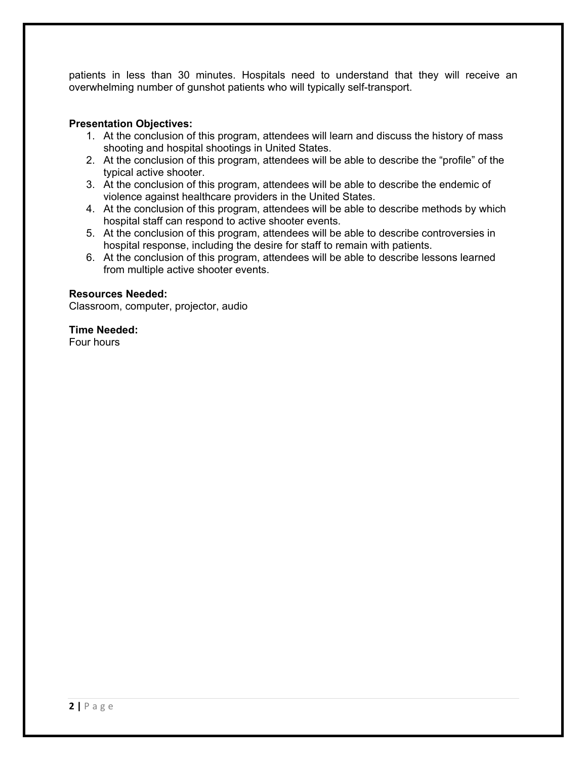patients in less than 30 minutes. Hospitals need to understand that they will receive an overwhelming number of gunshot patients who will typically self-transport.

**Presentation Objectives:**

1. At the conclusion of this program, attendees will learn and discuss the history of mass shooting and hospital shootings in United States.
2. At the conclusion of this program, attendees will be able to describe the "profile" of the typical active shooter.
3. At the conclusion of this program, attendees will be able to describe the endemic of violence against healthcare providers in the United States.
4. At the conclusion of this program, attendees will be able to describe methods by which hospital staff can respond to active shooter events.
5. At the conclusion of this program, attendees will be able to describe controversies in hospital response, including the desire for staff to remain with patients.
6. At the conclusion of this program, attendees will be able to describe lessons learned from multiple active shooter events.

**Resources Needed:**
Classroom, computer, projector, audio

**Time Needed:**
Four hours